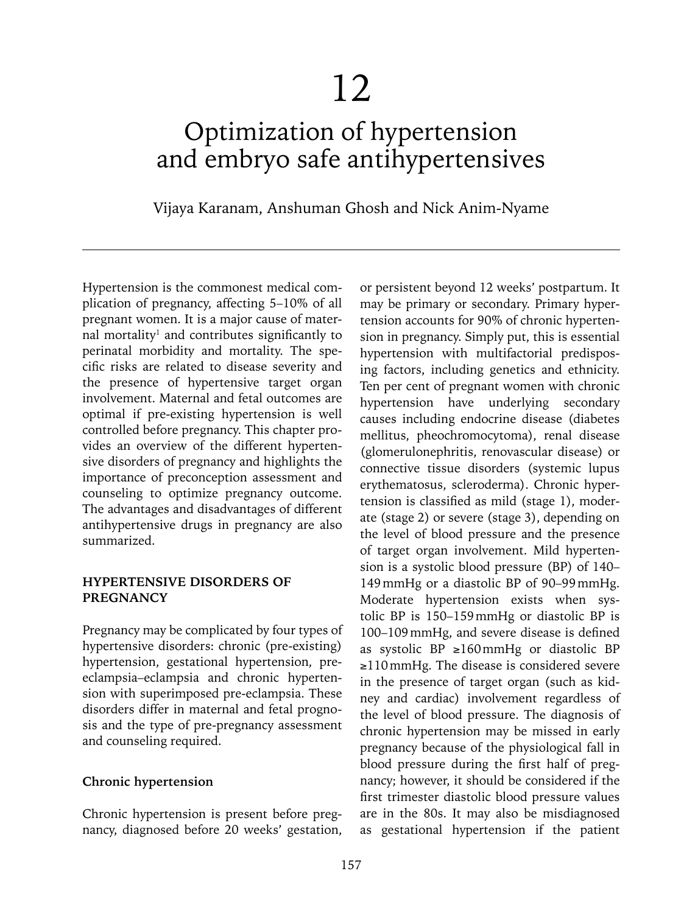# 12

# Optimization of hypertension and embryo safe antihypertensives

Vijaya Karanam, Anshuman Ghosh and Nick Anim-Nyame

---

Hypertension is the commonest medical complication of pregnancy, affecting 5–10% of all pregnant women. It is a major cause of maternal mortality[1] and contributes significantly to perinatal morbidity and mortality. The specific risks are related to disease severity and the presence of hypertensive target organ involvement. Maternal and fetal outcomes are optimal if pre-existing hypertension is well controlled before pregnancy. This chapter provides an overview of the different hypertensive disorders of pregnancy and highlights the importance of preconception assessment and counseling to optimize pregnancy outcome. The advantages and disadvantages of different antihypertensive drugs in pregnancy are also summarized.

## HYPERTENSIVE DISORDERS OF PREGNANCY

Pregnancy may be complicated by four types of hypertensive disorders: chronic (pre-existing) hypertension, gestational hypertension, pre-eclampsia–eclampsia and chronic hypertension with superimposed pre-eclampsia. These disorders differ in maternal and fetal prognosis and the type of pre-pregnancy assessment and counseling required.

### Chronic hypertension

Chronic hypertension is present before pregnancy, diagnosed before 20 weeks' gestation, or persistent beyond 12 weeks' postpartum. It may be primary or secondary. Primary hypertension accounts for 90% of chronic hypertension in pregnancy. Simply put, this is essential hypertension with multifactorial predisposing factors, including genetics and ethnicity. Ten per cent of pregnant women with chronic hypertension have underlying secondary causes including endocrine disease (diabetes mellitus, pheochromocytoma), renal disease (glomerulonephritis, renovascular disease) or connective tissue disorders (systemic lupus erythematosus, scleroderma). Chronic hypertension is classified as mild (stage 1), moderate (stage 2) or severe (stage 3), depending on the level of blood pressure and the presence of target organ involvement. Mild hypertension is a systolic blood pressure (BP) of 140–149 mmHg or a diastolic BP of 90–99 mmHg. Moderate hypertension exists when systolic BP is 150–159 mmHg or diastolic BP is 100–109 mmHg, and severe disease is defined as systolic BP ≥160 mmHg or diastolic BP ≥110 mmHg. The disease is considered severe in the presence of target organ (such as kidney and cardiac) involvement regardless of the level of blood pressure. The diagnosis of chronic hypertension may be missed in early pregnancy because of the physiological fall in blood pressure during the first half of pregnancy; however, it should be considered if the first trimester diastolic blood pressure values are in the 80s. It may also be misdiagnosed as gestational hypertension if the patient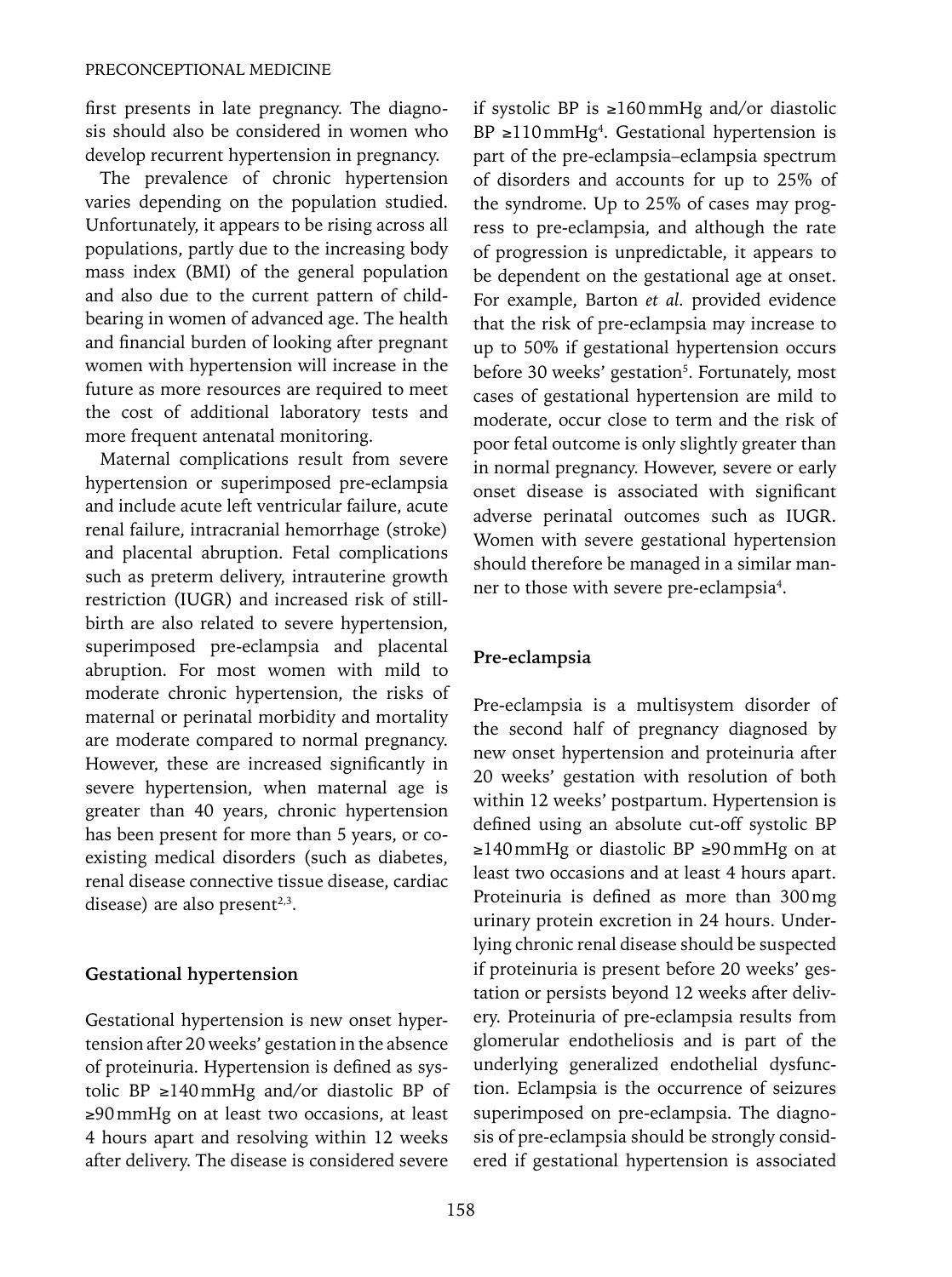first presents in late pregnancy. The diagnosis should also be considered in women who develop recurrent hypertension in pregnancy.

The prevalence of chronic hypertension varies depending on the population studied. Unfortunately, it appears to be rising across all populations, partly due to the increasing body mass index (BMI) of the general population and also due to the current pattern of childbearing in women of advanced age. The health and financial burden of looking after pregnant women with hypertension will increase in the future as more resources are required to meet the cost of additional laboratory tests and more frequent antenatal monitoring.

Maternal complications result from severe hypertension or superimposed pre-eclampsia and include acute left ventricular failure, acute renal failure, intracranial hemorrhage (stroke) and placental abruption. Fetal complications such as preterm delivery, intrauterine growth restriction (IUGR) and increased risk of stillbirth are also related to severe hypertension, superimposed pre-eclampsia and placental abruption. For most women with mild to moderate chronic hypertension, the risks of maternal or perinatal morbidity and mortality are moderate compared to normal pregnancy. However, these are increased significantly in severe hypertension, when maternal age is greater than 40 years, chronic hypertension has been present for more than 5 years, or co-existing medical disorders (such as diabetes, renal disease connective tissue disease, cardiac disease) are also present[2,3].

### Gestational hypertension

Gestational hypertension is new onset hypertension after 20 weeks' gestation in the absence of proteinuria. Hypertension is defined as systolic BP ≥140 mmHg and/or diastolic BP of ≥90 mmHg on at least two occasions, at least 4 hours apart and resolving within 12 weeks after delivery. The disease is considered severe if systolic BP is ≥160 mmHg and/or diastolic BP ≥110 mmHg[4]. Gestational hypertension is part of the pre-eclampsia–eclampsia spectrum of disorders and accounts for up to 25% of the syndrome. Up to 25% of cases may progress to pre-eclampsia, and although the rate of progression is unpredictable, it appears to be dependent on the gestational age at onset. For example, Barton *et al.* provided evidence that the risk of pre-eclampsia may increase to up to 50% if gestational hypertension occurs before 30 weeks' gestation[5]. Fortunately, most cases of gestational hypertension are mild to moderate, occur close to term and the risk of poor fetal outcome is only slightly greater than in normal pregnancy. However, severe or early onset disease is associated with significant adverse perinatal outcomes such as IUGR. Women with severe gestational hypertension should therefore be managed in a similar manner to those with severe pre-eclampsia[4].

### Pre-eclampsia

Pre-eclampsia is a multisystem disorder of the second half of pregnancy diagnosed by new onset hypertension and proteinuria after 20 weeks' gestation with resolution of both within 12 weeks' postpartum. Hypertension is defined using an absolute cut-off systolic BP ≥140 mmHg or diastolic BP ≥90 mmHg on at least two occasions and at least 4 hours apart. Proteinuria is defined as more than 300 mg urinary protein excretion in 24 hours. Underlying chronic renal disease should be suspected if proteinuria is present before 20 weeks' gestation or persists beyond 12 weeks after delivery. Proteinuria of pre-eclampsia results from glomerular endotheliosis and is part of the underlying generalized endothelial dysfunction. Eclampsia is the occurrence of seizures superimposed on pre-eclampsia. The diagnosis of pre-eclampsia should be strongly considered if gestational hypertension is associated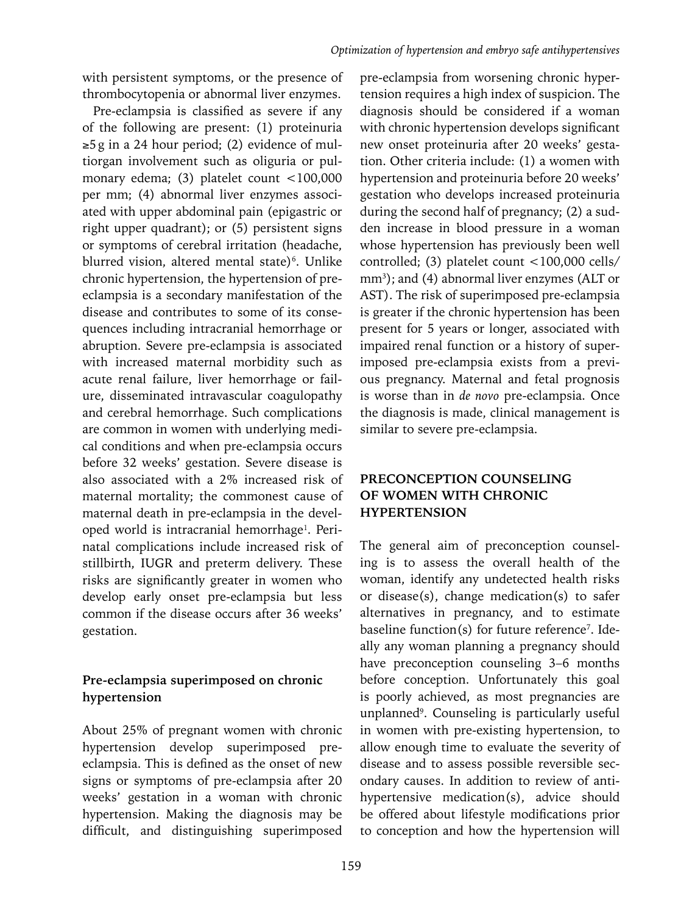with persistent symptoms, or the presence of thrombocytopenia or abnormal liver enzymes.

Pre-eclampsia is classified as severe if any of the following are present: (1) proteinuria ≥5 g in a 24 hour period; (2) evidence of multiorgan involvement such as oliguria or pulmonary edema; (3) platelet count <100,000 per mm; (4) abnormal liver enzymes associated with upper abdominal pain (epigastric or right upper quadrant); or (5) persistent signs or symptoms of cerebral irritation (headache, blurred vision, altered mental state)[6]. Unlike chronic hypertension, the hypertension of pre-eclampsia is a secondary manifestation of the disease and contributes to some of its consequences including intracranial hemorrhage or abruption. Severe pre-eclampsia is associated with increased maternal morbidity such as acute renal failure, liver hemorrhage or failure, disseminated intravascular coagulopathy and cerebral hemorrhage. Such complications are common in women with underlying medical conditions and when pre-eclampsia occurs before 32 weeks' gestation. Severe disease is also associated with a 2% increased risk of maternal mortality; the commonest cause of maternal death in pre-eclampsia in the developed world is intracranial hemorrhage[1]. Perinatal complications include increased risk of stillbirth, IUGR and preterm delivery. These risks are significantly greater in women who develop early onset pre-eclampsia but less common if the disease occurs after 36 weeks' gestation.

### Pre-eclampsia superimposed on chronic hypertension

About 25% of pregnant women with chronic hypertension develop superimposed pre-eclampsia. This is defined as the onset of new signs or symptoms of pre-eclampsia after 20 weeks' gestation in a woman with chronic hypertension. Making the diagnosis may be difficult, and distinguishing superimposed pre-eclampsia from worsening chronic hypertension requires a high index of suspicion. The diagnosis should be considered if a woman with chronic hypertension develops significant new onset proteinuria after 20 weeks' gestation. Other criteria include: (1) a women with hypertension and proteinuria before 20 weeks' gestation who develops increased proteinuria during the second half of pregnancy; (2) a sudden increase in blood pressure in a woman whose hypertension has previously been well controlled; (3) platelet count <100,000 cells/$mm^3$); and (4) abnormal liver enzymes (ALT or AST). The risk of superimposed pre-eclampsia is greater if the chronic hypertension has been present for 5 years or longer, associated with impaired renal function or a history of superimposed pre-eclampsia exists from a previous pregnancy. Maternal and fetal prognosis is worse than in *de novo* pre-eclampsia. Once the diagnosis is made, clinical management is similar to severe pre-eclampsia.

## PRECONCEPTION COUNSELING OF WOMEN WITH CHRONIC HYPERTENSION

The general aim of preconception counseling is to assess the overall health of the woman, identify any undetected health risks or disease(s), change medication(s) to safer alternatives in pregnancy, and to estimate baseline function(s) for future reference[7]. Ideally any woman planning a pregnancy should have preconception counseling 3–6 months before conception. Unfortunately this goal is poorly achieved, as most pregnancies are unplanned[9]. Counseling is particularly useful in women with pre-existing hypertension, to allow enough time to evaluate the severity of disease and to assess possible reversible secondary causes. In addition to review of antihypertensive medication(s), advice should be offered about lifestyle modifications prior to conception and how the hypertension will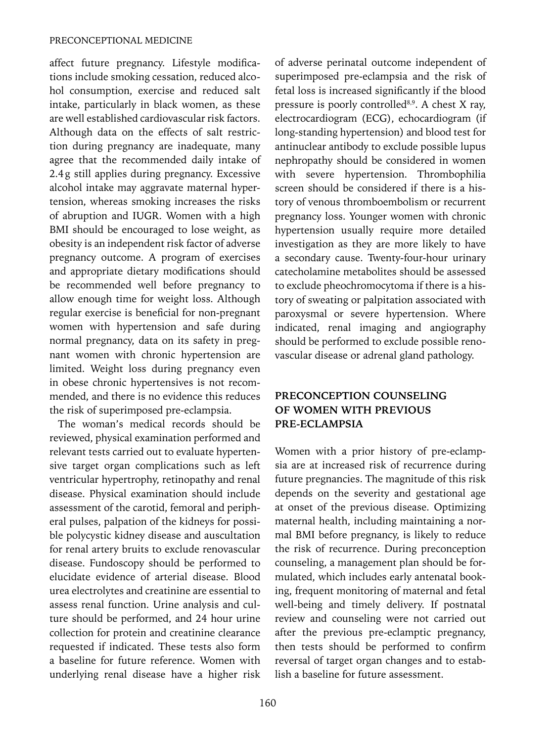affect future pregnancy. Lifestyle modifications include smoking cessation, reduced alcohol consumption, exercise and reduced salt intake, particularly in black women, as these are well established cardiovascular risk factors. Although data on the effects of salt restriction during pregnancy are inadequate, many agree that the recommended daily intake of 2.4 g still applies during pregnancy. Excessive alcohol intake may aggravate maternal hypertension, whereas smoking increases the risks of abruption and IUGR. Women with a high BMI should be encouraged to lose weight, as obesity is an independent risk factor of adverse pregnancy outcome. A program of exercises and appropriate dietary modifications should be recommended well before pregnancy to allow enough time for weight loss. Although regular exercise is beneficial for non-pregnant women with hypertension and safe during normal pregnancy, data on its safety in pregnant women with chronic hypertension are limited. Weight loss during pregnancy even in obese chronic hypertensives is not recommended, and there is no evidence this reduces the risk of superimposed pre-eclampsia.

The woman's medical records should be reviewed, physical examination performed and relevant tests carried out to evaluate hypertensive target organ complications such as left ventricular hypertrophy, retinopathy and renal disease. Physical examination should include assessment of the carotid, femoral and peripheral pulses, palpation of the kidneys for possible polycystic kidney disease and auscultation for renal artery bruits to exclude renovascular disease. Fundoscopy should be performed to elucidate evidence of arterial disease. Blood urea electrolytes and creatinine are essential to assess renal function. Urine analysis and culture should be performed, and 24 hour urine collection for protein and creatinine clearance requested if indicated. These tests also form a baseline for future reference. Women with underlying renal disease have a higher risk of adverse perinatal outcome independent of superimposed pre-eclampsia and the risk of fetal loss is increased significantly if the blood pressure is poorly controlled[8,9]. A chest X ray, electrocardiogram (ECG), echocardiogram (if long-standing hypertension) and blood test for antinuclear antibody to exclude possible lupus nephropathy should be considered in women with severe hypertension. Thrombophilia screen should be considered if there is a history of venous thromboembolism or recurrent pregnancy loss. Younger women with chronic hypertension usually require more detailed investigation as they are more likely to have a secondary cause. Twenty-four-hour urinary catecholamine metabolites should be assessed to exclude pheochromocytoma if there is a history of sweating or palpitation associated with paroxysmal or severe hypertension. Where indicated, renal imaging and angiography should be performed to exclude possible renovascular disease or adrenal gland pathology.

## PRECONCEPTION COUNSELING OF WOMEN WITH PREVIOUS PRE-ECLAMPSIA

Women with a prior history of pre-eclampsia are at increased risk of recurrence during future pregnancies. The magnitude of this risk depends on the severity and gestational age at onset of the previous disease. Optimizing maternal health, including maintaining a normal BMI before pregnancy, is likely to reduce the risk of recurrence. During preconception counseling, a management plan should be formulated, which includes early antenatal booking, frequent monitoring of maternal and fetal well-being and timely delivery. If postnatal review and counseling were not carried out after the previous pre-eclamptic pregnancy, then tests should be performed to confirm reversal of target organ changes and to establish a baseline for future assessment.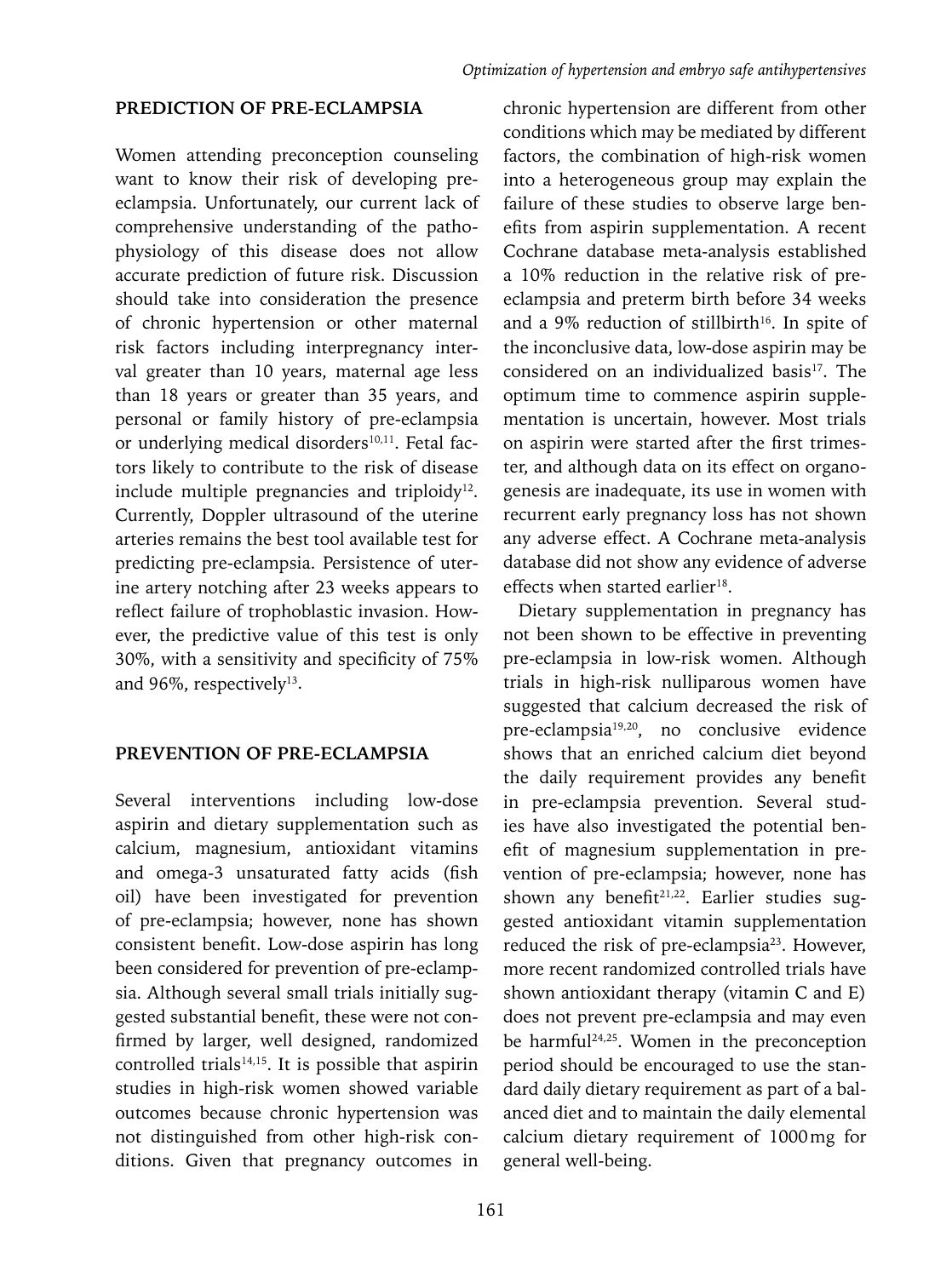## PREDICTION OF PRE-ECLAMPSIA

Women attending preconception counseling want to know their risk of developing pre-eclampsia. Unfortunately, our current lack of comprehensive understanding of the pathophysiology of this disease does not allow accurate prediction of future risk. Discussion should take into consideration the presence of chronic hypertension or other maternal risk factors including interpregnancy interval greater than 10 years, maternal age less than 18 years or greater than 35 years, and personal or family history of pre-eclampsia or underlying medical disorders[10,11]. Fetal factors likely to contribute to the risk of disease include multiple pregnancies and triploidy[12]. Currently, Doppler ultrasound of the uterine arteries remains the best tool available test for predicting pre-eclampsia. Persistence of uterine artery notching after 23 weeks appears to reflect failure of trophoblastic invasion. However, the predictive value of this test is only 30%, with a sensitivity and specificity of 75% and 96%, respectively[13].

## PREVENTION OF PRE-ECLAMPSIA

Several interventions including low-dose aspirin and dietary supplementation such as calcium, magnesium, antioxidant vitamins and omega-3 unsaturated fatty acids (fish oil) have been investigated for prevention of pre-eclampsia; however, none has shown consistent benefit. Low-dose aspirin has long been considered for prevention of pre-eclampsia. Although several small trials initially suggested substantial benefit, these were not confirmed by larger, well designed, randomized controlled trials[14,15]. It is possible that aspirin studies in high-risk women showed variable outcomes because chronic hypertension was not distinguished from other high-risk conditions. Given that pregnancy outcomes in chronic hypertension are different from other conditions which may be mediated by different factors, the combination of high-risk women into a heterogeneous group may explain the failure of these studies to observe large benefits from aspirin supplementation. A recent Cochrane database meta-analysis established a 10% reduction in the relative risk of pre-eclampsia and preterm birth before 34 weeks and a 9% reduction of stillbirth[16]. In spite of the inconclusive data, low-dose aspirin may be considered on an individualized basis[17]. The optimum time to commence aspirin supplementation is uncertain, however. Most trials on aspirin were started after the first trimester, and although data on its effect on organogenesis are inadequate, its use in women with recurrent early pregnancy loss has not shown any adverse effect. A Cochrane meta-analysis database did not show any evidence of adverse effects when started earlier[18].

Dietary supplementation in pregnancy has not been shown to be effective in preventing pre-eclampsia in low-risk women. Although trials in high-risk nulliparous women have suggested that calcium decreased the risk of pre-eclampsia[19,20], no conclusive evidence shows that an enriched calcium diet beyond the daily requirement provides any benefit in pre-eclampsia prevention. Several studies have also investigated the potential benefit of magnesium supplementation in prevention of pre-eclampsia; however, none has shown any benefit[21,22]. Earlier studies suggested antioxidant vitamin supplementation reduced the risk of pre-eclampsia[23]. However, more recent randomized controlled trials have shown antioxidant therapy (vitamin C and E) does not prevent pre-eclampsia and may even be harmful[24,25]. Women in the preconception period should be encouraged to use the standard daily dietary requirement as part of a balanced diet and to maintain the daily elemental calcium dietary requirement of 1000 mg for general well-being.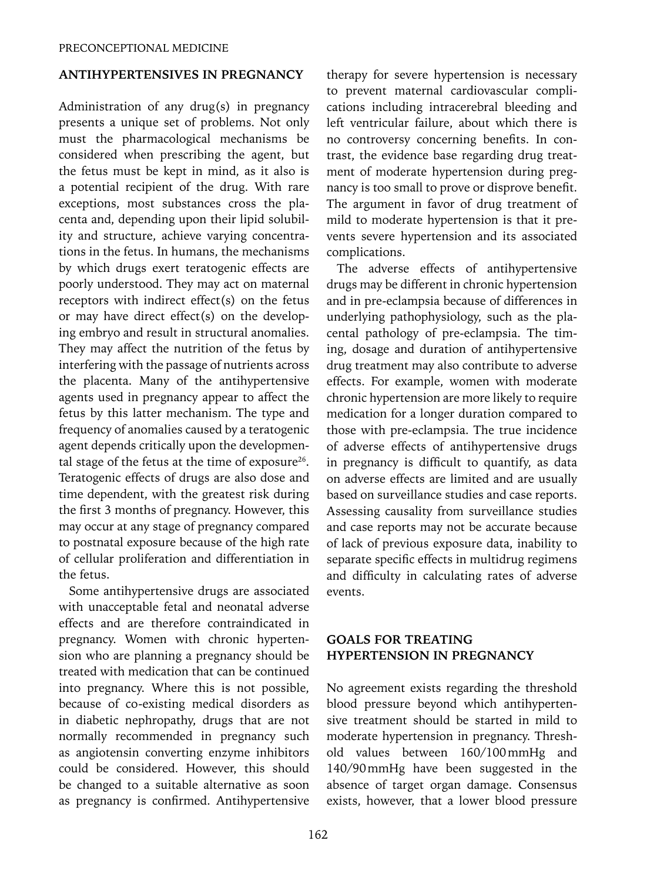## ANTIHYPERTENSIVES IN PREGNANCY

Administration of any drug(s) in pregnancy presents a unique set of problems. Not only must the pharmacological mechanisms be considered when prescribing the agent, but the fetus must be kept in mind, as it also is a potential recipient of the drug. With rare exceptions, most substances cross the placenta and, depending upon their lipid solubility and structure, achieve varying concentrations in the fetus. In humans, the mechanisms by which drugs exert teratogenic effects are poorly understood. They may act on maternal receptors with indirect effect(s) on the fetus or may have direct effect(s) on the developing embryo and result in structural anomalies. They may affect the nutrition of the fetus by interfering with the passage of nutrients across the placenta. Many of the antihypertensive agents used in pregnancy appear to affect the fetus by this latter mechanism. The type and frequency of anomalies caused by a teratogenic agent depends critically upon the developmental stage of the fetus at the time of exposure[26]. Teratogenic effects of drugs are also dose and time dependent, with the greatest risk during the first 3 months of pregnancy. However, this may occur at any stage of pregnancy compared to postnatal exposure because of the high rate of cellular proliferation and differentiation in the fetus.

Some antihypertensive drugs are associated with unacceptable fetal and neonatal adverse effects and are therefore contraindicated in pregnancy. Women with chronic hypertension who are planning a pregnancy should be treated with medication that can be continued into pregnancy. Where this is not possible, because of co-existing medical disorders as in diabetic nephropathy, drugs that are not normally recommended in pregnancy such as angiotensin converting enzyme inhibitors could be considered. However, this should be changed to a suitable alternative as soon as pregnancy is confirmed. Antihypertensive therapy for severe hypertension is necessary to prevent maternal cardiovascular complications including intracerebral bleeding and left ventricular failure, about which there is no controversy concerning benefits. In contrast, the evidence base regarding drug treatment of moderate hypertension during pregnancy is too small to prove or disprove benefit. The argument in favor of drug treatment of mild to moderate hypertension is that it prevents severe hypertension and its associated complications.

The adverse effects of antihypertensive drugs may be different in chronic hypertension and in pre-eclampsia because of differences in underlying pathophysiology, such as the placental pathology of pre-eclampsia. The timing, dosage and duration of antihypertensive drug treatment may also contribute to adverse effects. For example, women with moderate chronic hypertension are more likely to require medication for a longer duration compared to those with pre-eclampsia. The true incidence of adverse effects of antihypertensive drugs in pregnancy is difficult to quantify, as data on adverse effects are limited and are usually based on surveillance studies and case reports. Assessing causality from surveillance studies and case reports may not be accurate because of lack of previous exposure data, inability to separate specific effects in multidrug regimens and difficulty in calculating rates of adverse events.

## GOALS FOR TREATING HYPERTENSION IN PREGNANCY

No agreement exists regarding the threshold blood pressure beyond which antihypertensive treatment should be started in mild to moderate hypertension in pregnancy. Threshold values between 160/100 mmHg and 140/90 mmHg have been suggested in the absence of target organ damage. Consensus exists, however, that a lower blood pressure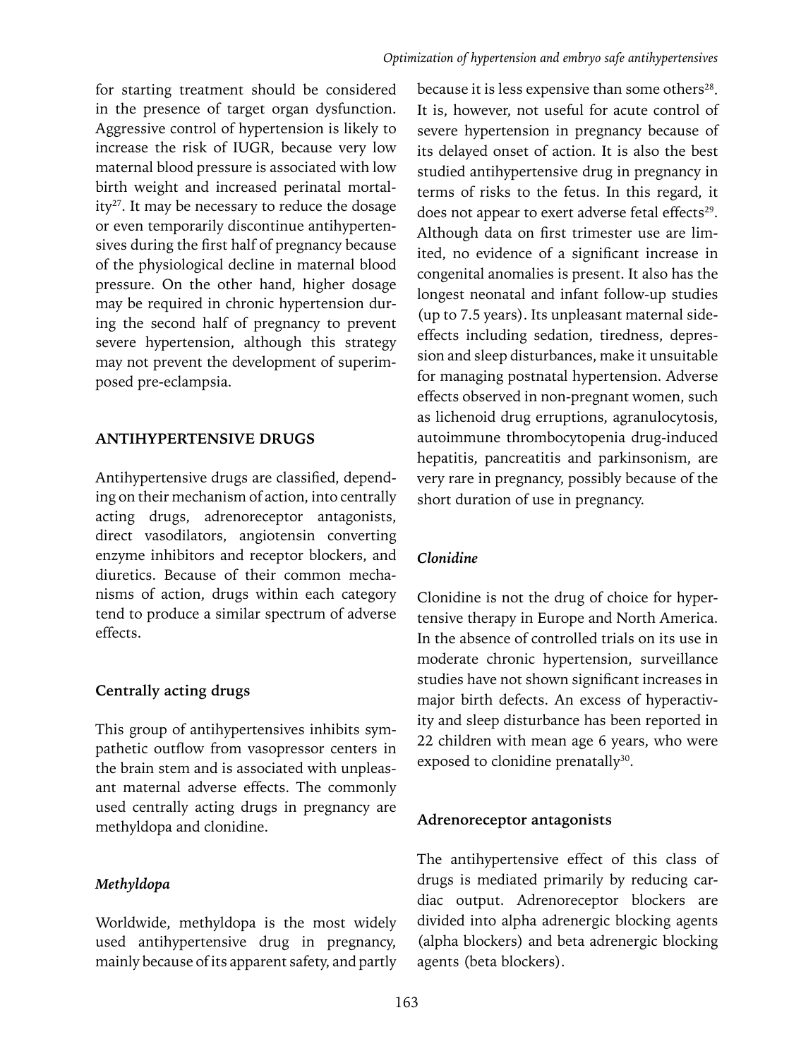for starting treatment should be considered in the presence of target organ dysfunction. Aggressive control of hypertension is likely to increase the risk of IUGR, because very low maternal blood pressure is associated with low birth weight and increased perinatal mortality[27]. It may be necessary to reduce the dosage or even temporarily discontinue antihypertensives during the first half of pregnancy because of the physiological decline in maternal blood pressure. On the other hand, higher dosage may be required in chronic hypertension during the second half of pregnancy to prevent severe hypertension, although this strategy may not prevent the development of superimposed pre-eclampsia.

## ANTIHYPERTENSIVE DRUGS

Antihypertensive drugs are classified, depending on their mechanism of action, into centrally acting drugs, adrenoreceptor antagonists, direct vasodilators, angiotensin converting enzyme inhibitors and receptor blockers, and diuretics. Because of their common mechanisms of action, drugs within each category tend to produce a similar spectrum of adverse effects.

### Centrally acting drugs

This group of antihypertensives inhibits sympathetic outflow from vasopressor centers in the brain stem and is associated with unpleasant maternal adverse effects. The commonly used centrally acting drugs in pregnancy are methyldopa and clonidine.

#### *Methyldopa*

Worldwide, methyldopa is the most widely used antihypertensive drug in pregnancy, mainly because of its apparent safety, and partly because it is less expensive than some others[28]. It is, however, not useful for acute control of severe hypertension in pregnancy because of its delayed onset of action. It is also the best studied antihypertensive drug in pregnancy in terms of risks to the fetus. In this regard, it does not appear to exert adverse fetal effects[29]. Although data on first trimester use are limited, no evidence of a significant increase in congenital anomalies is present. It also has the longest neonatal and infant follow-up studies (up to 7.5 years). Its unpleasant maternal side-effects including sedation, tiredness, depression and sleep disturbances, make it unsuitable for managing postnatal hypertension. Adverse effects observed in non-pregnant women, such as lichenoid drug erruptions, agranulocytosis, autoimmune thrombocytopenia drug-induced hepatitis, pancreatitis and parkinsonism, are very rare in pregnancy, possibly because of the short duration of use in pregnancy.

#### *Clonidine*

Clonidine is not the drug of choice for hypertensive therapy in Europe and North America. In the absence of controlled trials on its use in moderate chronic hypertension, surveillance studies have not shown significant increases in major birth defects. An excess of hyperactivity and sleep disturbance has been reported in 22 children with mean age 6 years, who were exposed to clonidine prenatally[30].

### Adrenoreceptor antagonists

The antihypertensive effect of this class of drugs is mediated primarily by reducing cardiac output. Adrenoreceptor blockers are divided into alpha adrenergic blocking agents (alpha blockers) and beta adrenergic blocking agents (beta blockers).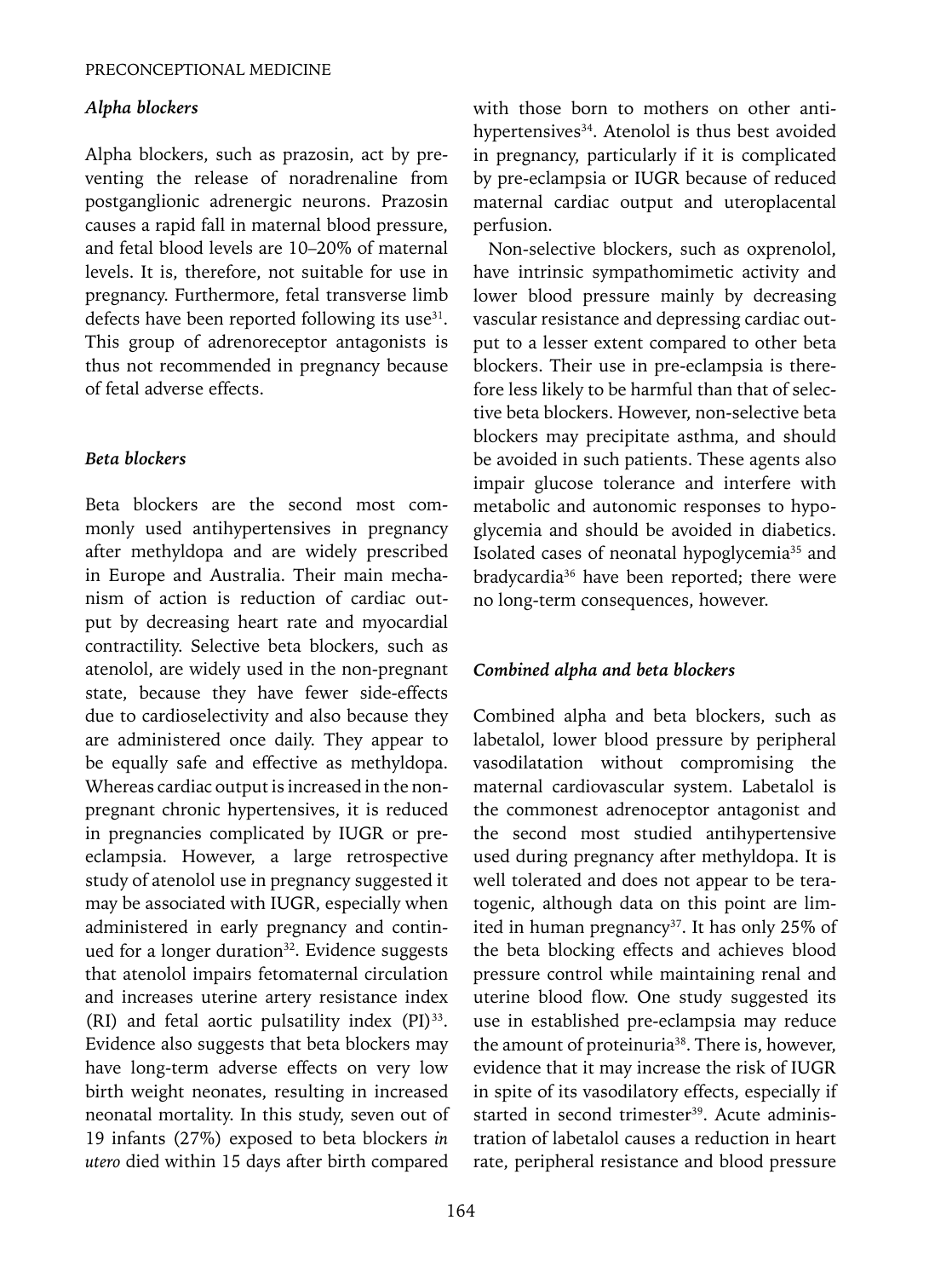### *Alpha blockers*

Alpha blockers, such as prazosin, act by preventing the release of noradrenaline from postganglionic adrenergic neurons. Prazosin causes a rapid fall in maternal blood pressure, and fetal blood levels are 10–20% of maternal levels. It is, therefore, not suitable for use in pregnancy. Furthermore, fetal transverse limb defects have been reported following its use[31]. This group of adrenoreceptor antagonists is thus not recommended in pregnancy because of fetal adverse effects.

### *Beta blockers*

Beta blockers are the second most commonly used antihypertensives in pregnancy after methyldopa and are widely prescribed in Europe and Australia. Their main mechanism of action is reduction of cardiac output by decreasing heart rate and myocardial contractility. Selective beta blockers, such as atenolol, are widely used in the non-pregnant state, because they have fewer side-effects due to cardioselectivity and also because they are administered once daily. They appear to be equally safe and effective as methyldopa. Whereas cardiac output is increased in the non-pregnant chronic hypertensives, it is reduced in pregnancies complicated by IUGR or pre-eclampsia. However, a large retrospective study of atenolol use in pregnancy suggested it may be associated with IUGR, especially when administered in early pregnancy and continued for a longer duration[32]. Evidence suggests that atenolol impairs fetomaternal circulation and increases uterine artery resistance index (RI) and fetal aortic pulsatility index (PI)[33]. Evidence also suggests that beta blockers may have long-term adverse effects on very low birth weight neonates, resulting in increased neonatal mortality. In this study, seven out of 19 infants (27%) exposed to beta blockers *in utero* died within 15 days after birth compared with those born to mothers on other antihypertensives[34]. Atenolol is thus best avoided in pregnancy, particularly if it is complicated by pre-eclampsia or IUGR because of reduced maternal cardiac output and uteroplacental perfusion.

Non-selective blockers, such as oxprenolol, have intrinsic sympathomimetic activity and lower blood pressure mainly by decreasing vascular resistance and depressing cardiac output to a lesser extent compared to other beta blockers. Their use in pre-eclampsia is therefore less likely to be harmful than that of selective beta blockers. However, non-selective beta blockers may precipitate asthma, and should be avoided in such patients. These agents also impair glucose tolerance and interfere with metabolic and autonomic responses to hypoglycemia and should be avoided in diabetics. Isolated cases of neonatal hypoglycemia[35] and bradycardia[36] have been reported; there were no long-term consequences, however.

### *Combined alpha and beta blockers*

Combined alpha and beta blockers, such as labetalol, lower blood pressure by peripheral vasodilatation without compromising the maternal cardiovascular system. Labetalol is the commonest adrenoceptor antagonist and the second most studied antihypertensive used during pregnancy after methyldopa. It is well tolerated and does not appear to be teratogenic, although data on this point are limited in human pregnancy[37]. It has only 25% of the beta blocking effects and achieves blood pressure control while maintaining renal and uterine blood flow. One study suggested its use in established pre-eclampsia may reduce the amount of proteinuria[38]. There is, however, evidence that it may increase the risk of IUGR in spite of its vasodilatory effects, especially if started in second trimester[39]. Acute administration of labetalol causes a reduction in heart rate, peripheral resistance and blood pressure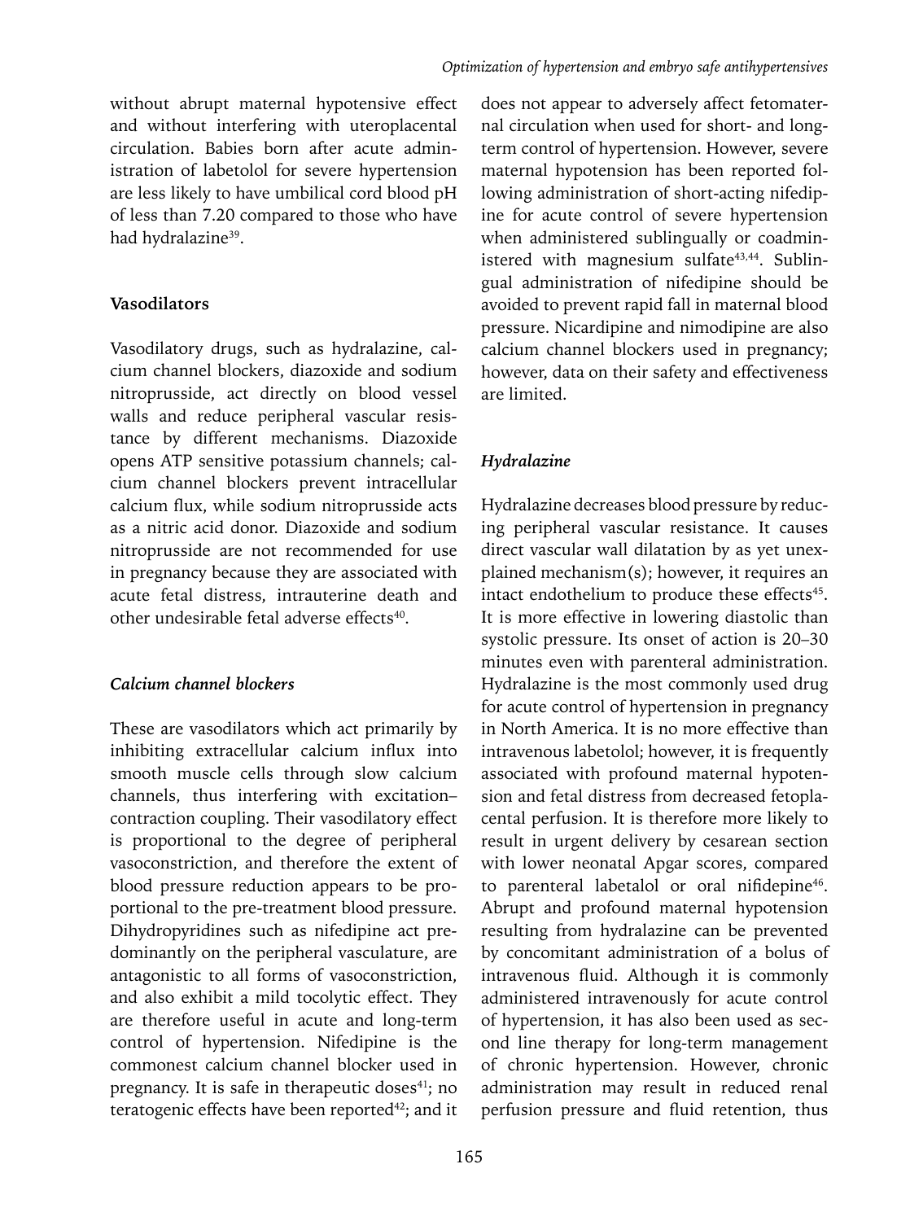without abrupt maternal hypotensive effect and without interfering with uteroplacental circulation. Babies born after acute administration of labetolol for severe hypertension are less likely to have umbilical cord blood pH of less than 7.20 compared to those who have had hydralazine[39].

**Vasodilators**

Vasodilatory drugs, such as hydralazine, calcium channel blockers, diazoxide and sodium nitroprusside, act directly on blood vessel walls and reduce peripheral vascular resistance by different mechanisms. Diazoxide opens ATP sensitive potassium channels; calcium channel blockers prevent intracellular calcium flux, while sodium nitroprusside acts as a nitric acid donor. Diazoxide and sodium nitroprusside are not recommended for use in pregnancy because they are associated with acute fetal distress, intrauterine death and other undesirable fetal adverse effects[40].

***Calcium channel blockers***

These are vasodilators which act primarily by inhibiting extracellular calcium influx into smooth muscle cells through slow calcium channels, thus interfering with excitation–contraction coupling. Their vasodilatory effect is proportional to the degree of peripheral vasoconstriction, and therefore the extent of blood pressure reduction appears to be proportional to the pre-treatment blood pressure. Dihydropyridines such as nifedipine act predominantly on the peripheral vasculature, are antagonistic to all forms of vasoconstriction, and also exhibit a mild tocolytic effect. They are therefore useful in acute and long-term control of hypertension. Nifedipine is the commonest calcium channel blocker used in pregnancy. It is safe in therapeutic doses[41]; no teratogenic effects have been reported[42]; and it does not appear to adversely affect fetomaternal circulation when used for short- and long-term control of hypertension. However, severe maternal hypotension has been reported following administration of short-acting nifedipine for acute control of severe hypertension when administered sublingually or coadministered with magnesium sulfate[43,44]. Sublingual administration of nifedipine should be avoided to prevent rapid fall in maternal blood pressure. Nicardipine and nimodipine are also calcium channel blockers used in pregnancy; however, data on their safety and effectiveness are limited.

***Hydralazine***

Hydralazine decreases blood pressure by reducing peripheral vascular resistance. It causes direct vascular wall dilatation by as yet unexplained mechanism(s); however, it requires an intact endothelium to produce these effects[45]. It is more effective in lowering diastolic than systolic pressure. Its onset of action is 20–30 minutes even with parenteral administration. Hydralazine is the most commonly used drug for acute control of hypertension in pregnancy in North America. It is no more effective than intravenous labetolol; however, it is frequently associated with profound maternal hypotension and fetal distress from decreased fetoplacental perfusion. It is therefore more likely to result in urgent delivery by cesarean section with lower neonatal Apgar scores, compared to parenteral labetalol or oral nifidepine[46]. Abrupt and profound maternal hypotension resulting from hydralazine can be prevented by concomitant administration of a bolus of intravenous fluid. Although it is commonly administered intravenously for acute control of hypertension, it has also been used as second line therapy for long-term management of chronic hypertension. However, chronic administration may result in reduced renal perfusion pressure and fluid retention, thus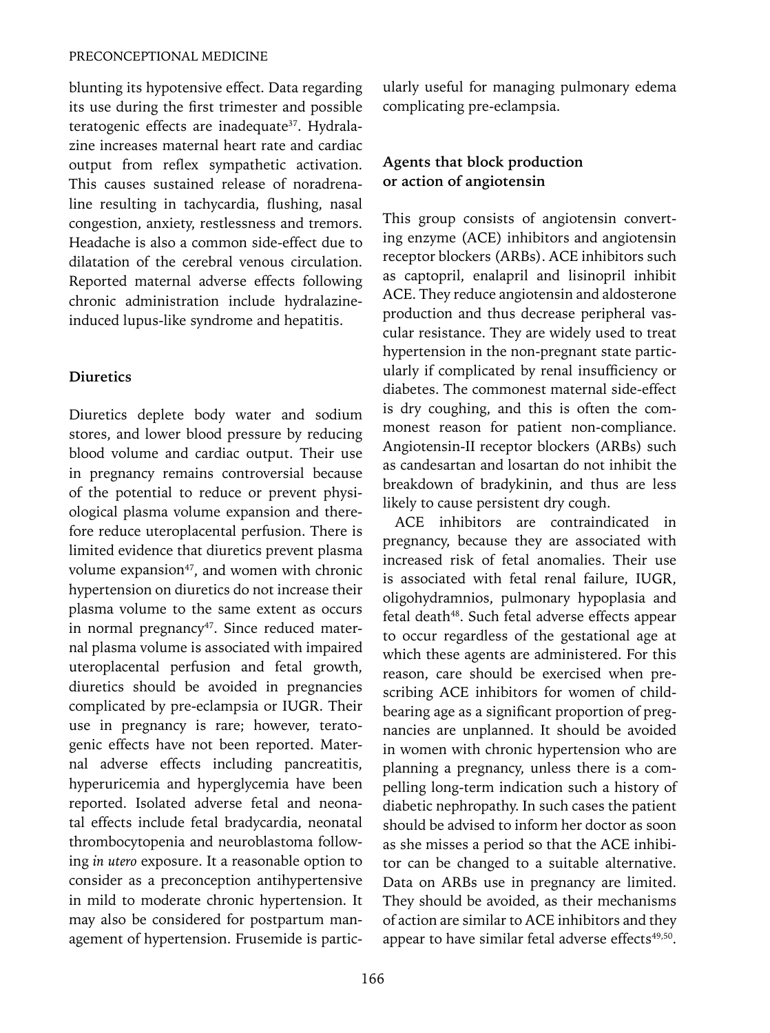blunting its hypotensive effect. Data regarding its use during the first trimester and possible teratogenic effects are inadequate[37]. Hydralazine increases maternal heart rate and cardiac output from reflex sympathetic activation. This causes sustained release of noradrenaline resulting in tachycardia, flushing, nasal congestion, anxiety, restlessness and tremors. Headache is also a common side-effect due to dilatation of the cerebral venous circulation. Reported maternal adverse effects following chronic administration include hydralazine-induced lupus-like syndrome and hepatitis.

### Diuretics

Diuretics deplete body water and sodium stores, and lower blood pressure by reducing blood volume and cardiac output. Their use in pregnancy remains controversial because of the potential to reduce or prevent physiological plasma volume expansion and therefore reduce uteroplacental perfusion. There is limited evidence that diuretics prevent plasma volume expansion[47], and women with chronic hypertension on diuretics do not increase their plasma volume to the same extent as occurs in normal pregnancy[47]. Since reduced maternal plasma volume is associated with impaired uteroplacental perfusion and fetal growth, diuretics should be avoided in pregnancies complicated by pre-eclampsia or IUGR. Their use in pregnancy is rare; however, teratogenic effects have not been reported. Maternal adverse effects including pancreatitis, hyperuricemia and hyperglycemia have been reported. Isolated adverse fetal and neonatal effects include fetal bradycardia, neonatal thrombocytopenia and neuroblastoma following *in utero* exposure. It a reasonable option to consider as a preconception antihypertensive in mild to moderate chronic hypertension. It may also be considered for postpartum management of hypertension. Frusemide is particularly useful for managing pulmonary edema complicating pre-eclampsia.

### Agents that block production or action of angiotensin

This group consists of angiotensin converting enzyme (ACE) inhibitors and angiotensin receptor blockers (ARBs). ACE inhibitors such as captopril, enalapril and lisinopril inhibit ACE. They reduce angiotensin and aldosterone production and thus decrease peripheral vascular resistance. They are widely used to treat hypertension in the non-pregnant state particularly if complicated by renal insufficiency or diabetes. The commonest maternal side-effect is dry coughing, and this is often the commonest reason for patient non-compliance. Angiotensin-II receptor blockers (ARBs) such as candesartan and losartan do not inhibit the breakdown of bradykinin, and thus are less likely to cause persistent dry cough.

ACE inhibitors are contraindicated in pregnancy, because they are associated with increased risk of fetal anomalies. Their use is associated with fetal renal failure, IUGR, oligohydramnios, pulmonary hypoplasia and fetal death[48]. Such fetal adverse effects appear to occur regardless of the gestational age at which these agents are administered. For this reason, care should be exercised when prescribing ACE inhibitors for women of childbearing age as a significant proportion of pregnancies are unplanned. It should be avoided in women with chronic hypertension who are planning a pregnancy, unless there is a compelling long-term indication such a history of diabetic nephropathy. In such cases the patient should be advised to inform her doctor as soon as she misses a period so that the ACE inhibitor can be changed to a suitable alternative. Data on ARBs use in pregnancy are limited. They should be avoided, as their mechanisms of action are similar to ACE inhibitors and they appear to have similar fetal adverse effects[49,50].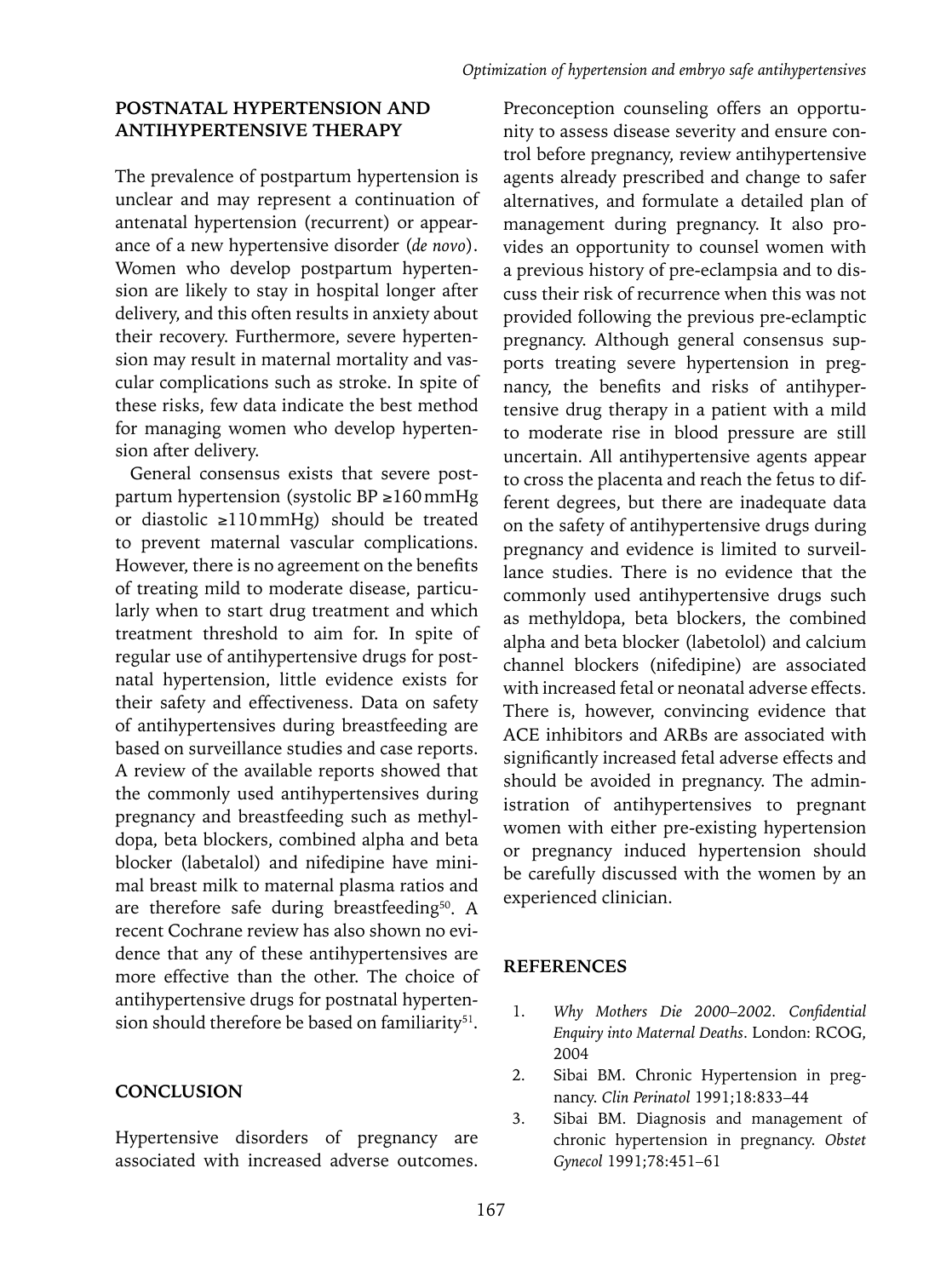## POSTNATAL HYPERTENSION AND ANTIHYPERTENSIVE THERAPY

The prevalence of postpartum hypertension is unclear and may represent a continuation of antenatal hypertension (recurrent) or appearance of a new hypertensive disorder (*de novo*). Women who develop postpartum hypertension are likely to stay in hospital longer after delivery, and this often results in anxiety about their recovery. Furthermore, severe hypertension may result in maternal mortality and vascular complications such as stroke. In spite of these risks, few data indicate the best method for managing women who develop hypertension after delivery.

General consensus exists that severe postpartum hypertension (systolic BP ≥160 mmHg or diastolic ≥110 mmHg) should be treated to prevent maternal vascular complications. However, there is no agreement on the benefits of treating mild to moderate disease, particularly when to start drug treatment and which treatment threshold to aim for. In spite of regular use of antihypertensive drugs for postnatal hypertension, little evidence exists for their safety and effectiveness. Data on safety of antihypertensives during breastfeeding are based on surveillance studies and case reports. A review of the available reports showed that the commonly used antihypertensives during pregnancy and breastfeeding such as methyldopa, beta blockers, combined alpha and beta blocker (labetalol) and nifedipine have minimal breast milk to maternal plasma ratios and are therefore safe during breastfeeding[50]. A recent Cochrane review has also shown no evidence that any of these antihypertensives are more effective than the other. The choice of antihypertensive drugs for postnatal hypertension should therefore be based on familiarity[51].

## CONCLUSION

Hypertensive disorders of pregnancy are associated with increased adverse outcomes. Preconception counseling offers an opportunity to assess disease severity and ensure control before pregnancy, review antihypertensive agents already prescribed and change to safer alternatives, and formulate a detailed plan of management during pregnancy. It also provides an opportunity to counsel women with a previous history of pre-eclampsia and to discuss their risk of recurrence when this was not provided following the previous pre-eclamptic pregnancy. Although general consensus supports treating severe hypertension in pregnancy, the benefits and risks of antihypertensive drug therapy in a patient with a mild to moderate rise in blood pressure are still uncertain. All antihypertensive agents appear to cross the placenta and reach the fetus to different degrees, but there are inadequate data on the safety of antihypertensive drugs during pregnancy and evidence is limited to surveillance studies. There is no evidence that the commonly used antihypertensive drugs such as methyldopa, beta blockers, the combined alpha and beta blocker (labetolol) and calcium channel blockers (nifedipine) are associated with increased fetal or neonatal adverse effects. There is, however, convincing evidence that ACE inhibitors and ARBs are associated with significantly increased fetal adverse effects and should be avoided in pregnancy. The administration of antihypertensives to pregnant women with either pre-existing hypertension or pregnancy induced hypertension should be carefully discussed with the women by an experienced clinician.

## REFERENCES

1. *Why Mothers Die 2000–2002. Confidential Enquiry into Maternal Deaths*. London: RCOG, 2004
2. Sibai BM. Chronic Hypertension in pregnancy. *Clin Perinatol* 1991;18:833–44
3. Sibai BM. Diagnosis and management of chronic hypertension in pregnancy. *Obstet Gynecol* 1991;78:451–61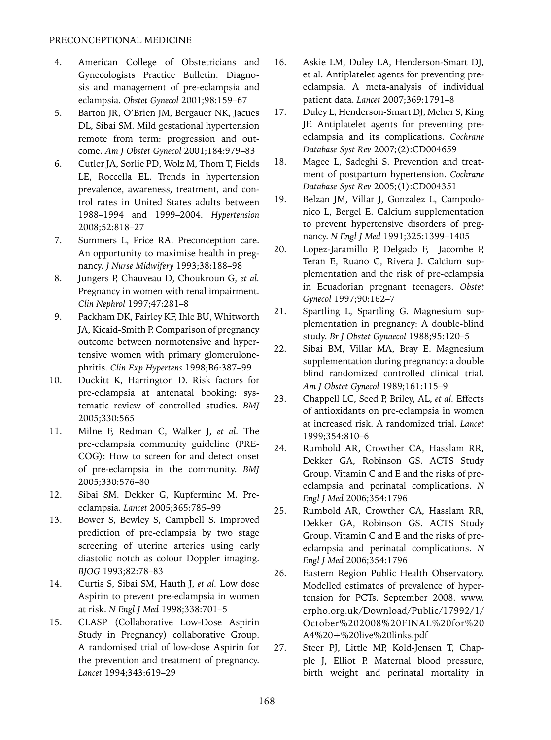4. American College of Obstetricians and Gynecologists Practice Bulletin. Diagnosis and management of pre-eclampsia and eclampsia. *Obstet Gynecol* 2001;98:159–67
5. Barton JR, O'Brien JM, Bergauer NK, Jacues DL, Sibai SM. Mild gestational hypertension remote from term: progression and outcome. *Am J Obstet Gynecol* 2001;184:979–83
6. Cutler JA, Sorlie PD, Wolz M, Thom T, Fields LE, Roccella EL. Trends in hypertension prevalence, awareness, treatment, and control rates in United States adults between 1988–1994 and 1999–2004. *Hypertension* 2008;52:818–27
7. Summers L, Price RA. Preconception care. An opportunity to maximise health in pregnancy. *J Nurse Midwifery* 1993;38:188–98
8. Jungers P, Chauveau D, Choukroun G, *et al.* Pregnancy in women with renal impairment. *Clin Nephrol* 1997;47:281–8
9. Packham DK, Fairley KF, Ihle BU, Whitworth JA, Kicaid-Smith P. Comparison of pregnancy outcome between normotensive and hypertensive women with primary glomerulonephritis. *Clin Exp Hypertens* 1998;B6:387–99
10. Duckitt K, Harrington D. Risk factors for pre-eclampsia at antenatal booking: systematic review of controlled studies. *BMJ* 2005;330:565
11. Milne F, Redman C, Walker J, *et al.* The pre-eclampsia community guideline (PRECOG): How to screen for and detect onset of pre-eclampsia in the community. *BMJ* 2005;330:576–80
12. Sibai SM. Dekker G, Kupferminc M. Pre-eclampsia. *Lancet* 2005;365:785–99
13. Bower S, Bewley S, Campbell S. Improved prediction of pre-eclampsia by two stage screening of uterine arteries using early diastolic notch as colour Doppler imaging. *BJOG* 1993;82:78–83
14. Curtis S, Sibai SM, Hauth J, *et al.* Low dose Aspirin to prevent pre-eclampsia in women at risk. *N Engl J Med* 1998;338:701–5
15. CLASP (Collaborative Low-Dose Aspirin Study in Pregnancy) collaborative Group. A randomised trial of low-dose Aspirin for the prevention and treatment of pregnancy. *Lancet* 1994;343:619–29
16. Askie LM, Duley LA, Henderson-Smart DJ, et al. Antiplatelet agents for preventing pre-eclampsia. A meta-analysis of individual patient data. *Lancet* 2007;369:1791–8
17. Duley L, Henderson-Smart DJ, Meher S, King JF. Antiplatelet agents for preventing pre-eclampsia and its complications. *Cochrane Database Syst Rev* 2007;(2):CD004659
18. Magee L, Sadeghi S. Prevention and treatment of postpartum hypertension. *Cochrane Database Syst Rev* 2005;(1):CD004351
19. Belzan JM, Villar J, Gonzalez L, Campodonico L, Bergel E. Calcium supplementation to prevent hypertensive disorders of pregnancy. *N Engl J Med* 1991;325:1399–1405
20. Lopez-Jaramillo P, Delgado F, Jacombe P, Teran E, Ruano C, Rivera J. Calcium supplementation and the risk of pre-eclampsia in Ecuadorian pregnant teenagers. *Obstet Gynecol* 1997;90:162–7
21. Spartling L, Spartling G. Magnesium supplementation in pregnancy: A double-blind study. *Br J Obstet Gynaecol* 1988;95:120–5
22. Sibai BM, Villar MA, Bray E. Magnesium supplementation during pregnancy: a double blind randomized controlled clinical trial. *Am J Obstet Gynecol* 1989;161:115–9
23. Chappell LC, Seed P, Briley, AL, *et al.* Effects of antioxidants on pre-eclampsia in women at increased risk. A randomized trial. *Lancet* 1999;354:810–6
24. Rumbold AR, Crowther CA, Hasslam RR, Dekker GA, Robinson GS. ACTS Study Group. Vitamin C and E and the risks of pre-eclampsia and perinatal complications. *N Engl J Med* 2006;354:1796
25. Rumbold AR, Crowther CA, Hasslam RR, Dekker GA, Robinson GS. ACTS Study Group. Vitamin C and E and the risks of pre-eclampsia and perinatal complications. *N Engl J Med* 2006;354:1796
26. Eastern Region Public Health Observatory. Modelled estimates of prevalence of hypertension for PCTs. September 2008. www.erpho.org.uk/Download/Public/17992/1/October%202008%20FINAL%20for%20A4%20+%20live%20links.pdf
27. Steer PJ, Little MP, Kold-Jensen T, Chapple J, Elliot P. Maternal blood pressure, birth weight and perinatal mortality in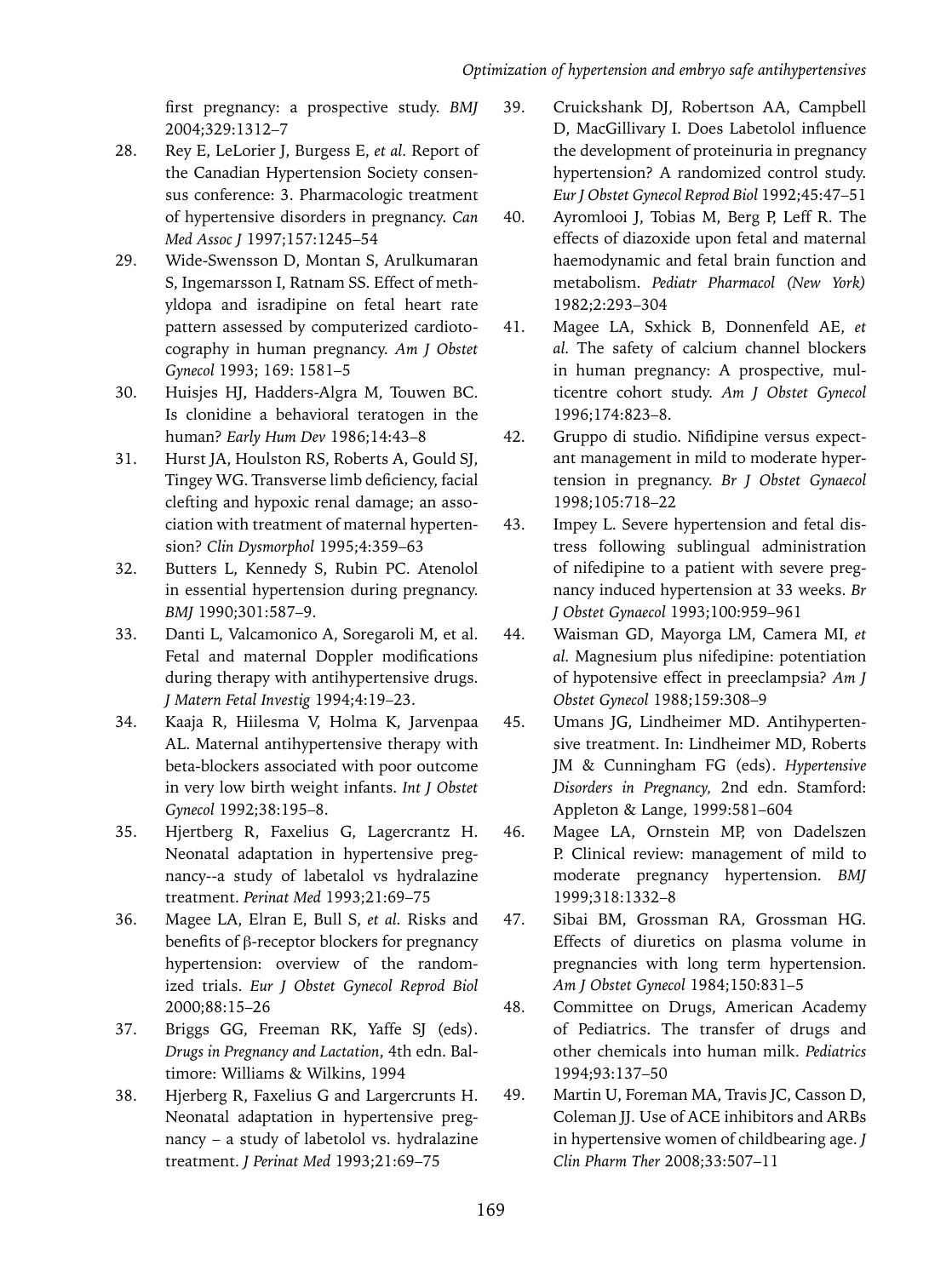first pregnancy: a prospective study. *BMJ* 2004;329:1312–7

28. Rey E, LeLorier J, Burgess E, *et al*. Report of the Canadian Hypertension Society consensus conference: 3. Pharmacologic treatment of hypertensive disorders in pregnancy. *Can Med Assoc J* 1997;157:1245–54
29. Wide-Swensson D, Montan S, Arulkumaran S, Ingemarsson I, Ratnam SS. Effect of methyldopa and isradipine on fetal heart rate pattern assessed by computerized cardiotocography in human pregnancy. *Am J Obstet Gynecol* 1993; 169: 1581–5
30. Huisjes HJ, Hadders-Algra M, Touwen BC. Is clonidine a behavioral teratogen in the human? *Early Hum Dev* 1986;14:43–8
31. Hurst JA, Houlston RS, Roberts A, Gould SJ, Tingey WG. Transverse limb deficiency, facial clefting and hypoxic renal damage; an association with treatment of maternal hypertension? *Clin Dysmorphol* 1995;4:359–63
32. Butters L, Kennedy S, Rubin PC. Atenolol in essential hypertension during pregnancy. *BMJ* 1990;301:587–9.
33. Danti L, Valcamonico A, Soregaroli M, et al. Fetal and maternal Doppler modifications during therapy with antihypertensive drugs. *J Matern Fetal Investig* 1994;4:19–23.
34. Kaaja R, Hiilesma V, Holma K, Jarvenpaa AL. Maternal antihypertensive therapy with beta-blockers associated with poor outcome in very low birth weight infants. *Int J Obstet Gynecol* 1992;38:195–8.
35. Hjertberg R, Faxelius G, Lagercrantz H. Neonatal adaptation in hypertensive pregnancy--a study of labetalol vs hydralazine treatment. *Perinat Med* 1993;21:69–75
36. Magee LA, Elran E, Bull S, *et al.* Risks and benefits of β-receptor blockers for pregnancy hypertension: overview of the randomized trials. *Eur J Obstet Gynecol Reprod Biol* 2000;88:15–26
37. Briggs GG, Freeman RK, Yaffe SJ (eds). *Drugs in Pregnancy and Lactation*, 4th edn. Baltimore: Williams & Wilkins, 1994
38. Hjerberg R, Faxelius G and Largercrunts H. Neonatal adaptation in hypertensive pregnancy – a study of labetolol vs. hydralazine treatment. *J Perinat Med* 1993;21:69–75
39. Cruickshank DJ, Robertson AA, Campbell D, MacGillivary I. Does Labetolol influence the development of proteinuria in pregnancy hypertension? A randomized control study. *Eur J Obstet Gynecol Reprod Biol* 1992;45:47–51
40. Ayromlooi J, Tobias M, Berg P, Leff R. The effects of diazoxide upon fetal and maternal haemodynamic and fetal brain function and metabolism. *Pediatr Pharmacol (New York)* 1982;2:293–304
41. Magee LA, Sxhick B, Donnenfeld AE, *et al.* The safety of calcium channel blockers in human pregnancy: A prospective, multicentre cohort study. *Am J Obstet Gynecol* 1996;174:823–8.
42. Gruppo di studio. Nifidipine versus expectant management in mild to moderate hypertension in pregnancy. *Br J Obstet Gynaecol* 1998;105:718–22
43. Impey L. Severe hypertension and fetal distress following sublingual administration of nifedipine to a patient with severe pregnancy induced hypertension at 33 weeks. *Br J Obstet Gynaecol* 1993;100:959–961
44. Waisman GD, Mayorga LM, Camera MI, *et al.* Magnesium plus nifedipine: potentiation of hypotensive effect in preeclampsia? *Am J Obstet Gynecol* 1988;159:308–9
45. Umans JG, Lindheimer MD. Antihypertensive treatment. In: Lindheimer MD, Roberts JM & Cunningham FG (eds). *Hypertensive Disorders in Pregnancy,* 2nd edn. Stamford: Appleton & Lange, 1999:581–604
46. Magee LA, Ornstein MP, von Dadelszen P. Clinical review: management of mild to moderate pregnancy hypertension. *BMJ* 1999;318:1332–8
47. Sibai BM, Grossman RA, Grossman HG. Effects of diuretics on plasma volume in pregnancies with long term hypertension. *Am J Obstet Gynecol* 1984;150:831–5
48. Committee on Drugs, American Academy of Pediatrics. The transfer of drugs and other chemicals into human milk. *Pediatrics* 1994;93:137–50
49. Martin U, Foreman MA, Travis JC, Casson D, Coleman JJ. Use of ACE inhibitors and ARBs in hypertensive women of childbearing age. *J Clin Pharm Ther* 2008;33:507–11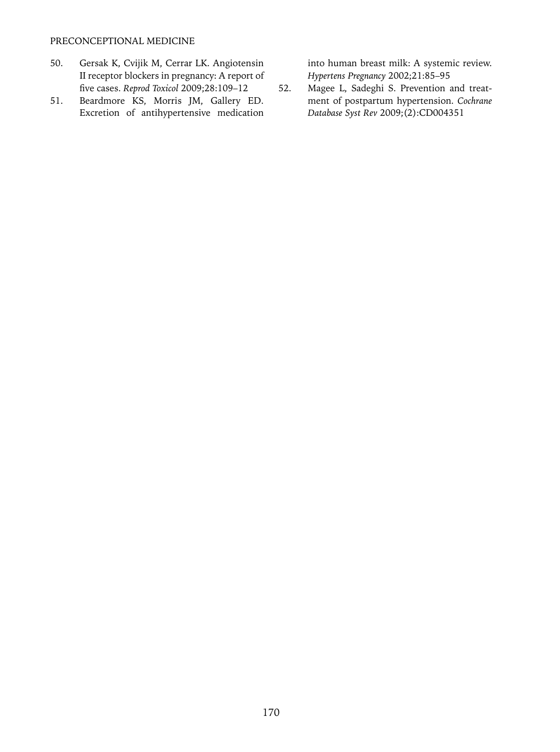50. Gersak K, Cvijik M, Cerrar LK. Angiotensin II receptor blockers in pregnancy: A report of five cases. *Reprod Toxicol* 2009;28:109–12
51. Beardmore KS, Morris JM, Gallery ED. Excretion of antihypertensive medication into human breast milk: A systemic review. *Hypertens Pregnancy* 2002;21:85–95
52. Magee L, Sadeghi S. Prevention and treatment of postpartum hypertension. *Cochrane Database Syst Rev* 2009;(2):CD004351